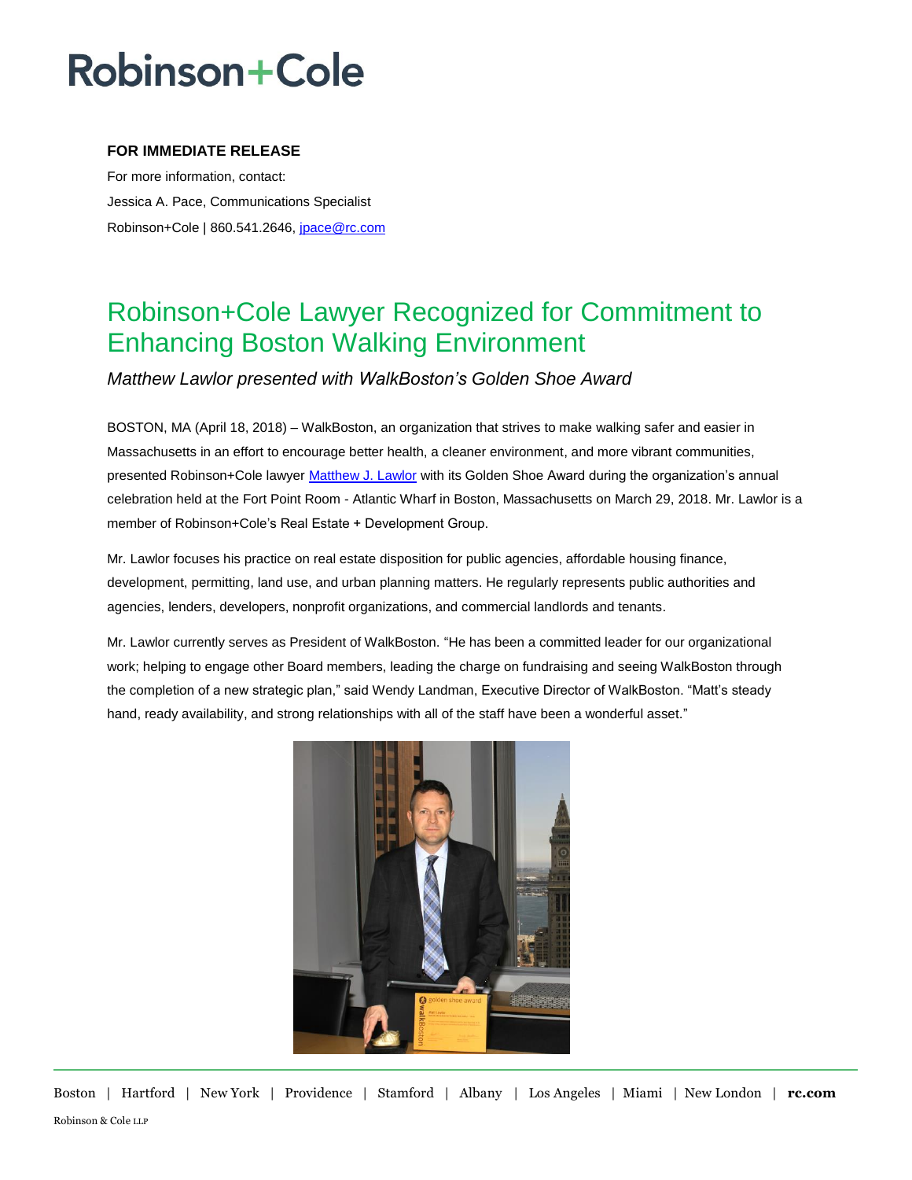# Robinson+Cole

**FOR IMMEDIATE RELEASE**

For more information, contact:

Jessica A. Pace, Communications Specialist

Robinson+Cole | 860.541.2646, jpace@rc.com

## Robinson+Cole Lawyer Recognized for Commitment to Enhancing Boston Walking Environment

*Matthew Lawlor presented with WalkBoston's Golden Shoe Award*

BOSTON, MA (April 18, 2018) – WalkBoston, an organization that strives to make walking safer and easier in Massachusetts in an effort to encourage better health, a cleaner environment, and more vibrant communities, presented Robinson+Cole lawyer Matthew J. Lawlor with its Golden Shoe Award during the organization's annual celebration held at the Fort Point Room - Atlantic Wharf in Boston, Massachusetts on March 29, 2018. Mr. Lawlor is a member of Robinson+Cole's Real Estate + Development Group.

Mr. Lawlor focuses his practice on real estate disposition for public agencies, affordable housing finance, development, permitting, land use, and urban planning matters. He regularly represents public authorities and agencies, lenders, developers, nonprofit organizations, and commercial landlords and tenants.

Mr. Lawlor currently serves as President of WalkBoston. "He has been a committed leader for our organizational work; helping to engage other Board members, leading the charge on fundraising and seeing WalkBoston through the completion of a new strategic plan," said Wendy Landman, Executive Director of WalkBoston. "Matt's steady hand, ready availability, and strong relationships with all of the staff have been a wonderful asset."

Boston | Hartford | New York | Providence | Stamford | Albany | Los Angeles | Miami | New London | **rc.com**

Robinson & Cole LLP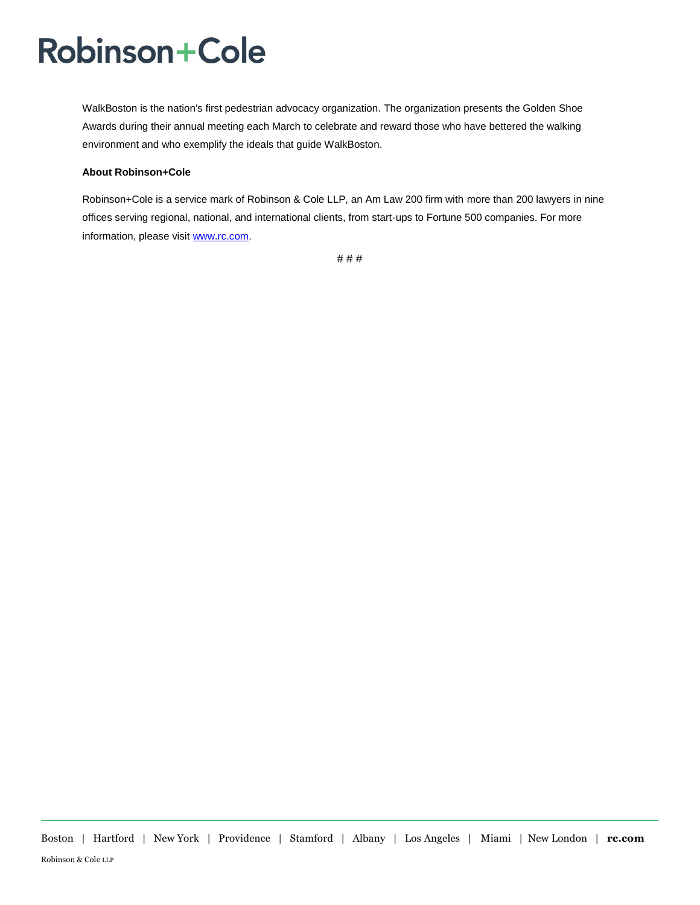WalkBoston is the nation's first pedestrian advocacy organization. The organization presents the Golden Shoe Awards during their annual meeting each March to celebrate and reward those who have bettered the walking environment and who exemplify the ideals that guide WalkBoston.

**About Robinson+Cole**

Robinson+Cole is a service mark of Robinson & Cole LLP, an Am Law 200 firm with more than 200 lawyers in nine offices serving regional, national, and international clients, from start-ups to Fortune 500 companies. For more information, please visit [www.rc.com](http://www.rc.com).

# # #